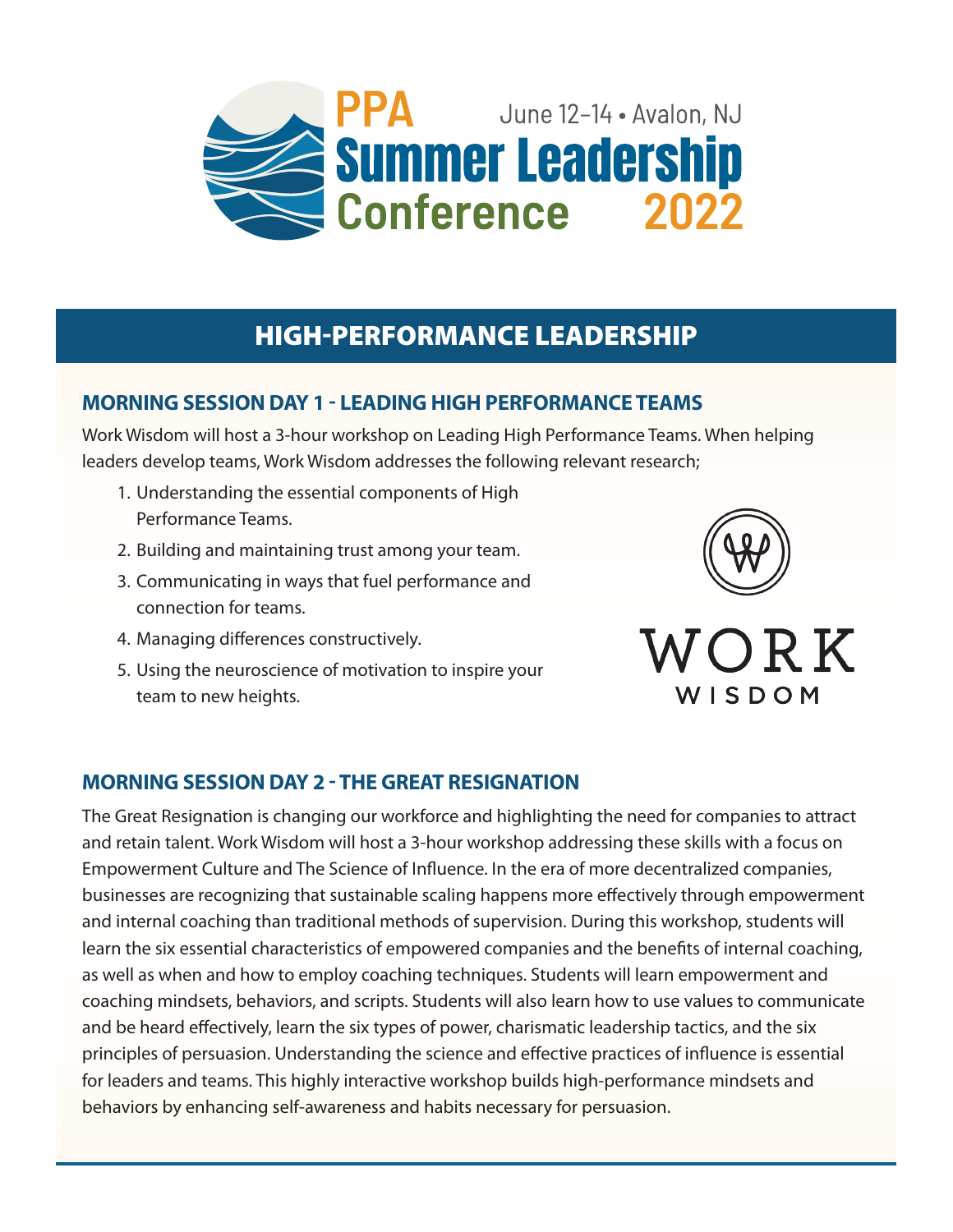# PPA Summer Leadership Conference 2022

June 12–14 • Avalon, NJ

## HIGH-PERFORMANCE LEADERSHIP

### MORNING SESSION DAY 1 - LEADING HIGH PERFORMANCE TEAMS

Work Wisdom will host a 3-hour workshop on Leading High Performance Teams. When helping leaders develop teams, Work Wisdom addresses the following relevant research;

1. Understanding the essential components of High Performance Teams.
2. Building and maintaining trust among your team.
3. Communicating in ways that fuel performance and connection for teams.
4. Managing differences constructively.
5. Using the neuroscience of motivation to inspire your team to new heights.

WORK WISDOM

### MORNING SESSION DAY 2 - THE GREAT RESIGNATION

The Great Resignation is changing our workforce and highlighting the need for companies to attract and retain talent. Work Wisdom will host a 3-hour workshop addressing these skills with a focus on Empowerment Culture and The Science of Influence. In the era of more decentralized companies, businesses are recognizing that sustainable scaling happens more effectively through empowerment and internal coaching than traditional methods of supervision. During this workshop, students will learn the six essential characteristics of empowered companies and the benefits of internal coaching, as well as when and how to employ coaching techniques. Students will learn empowerment and coaching mindsets, behaviors, and scripts. Students will also learn how to use values to communicate and be heard effectively, learn the six types of power, charismatic leadership tactics, and the six principles of persuasion. Understanding the science and effective practices of influence is essential for leaders and teams. This highly interactive workshop builds high-performance mindsets and behaviors by enhancing self-awareness and habits necessary for persuasion.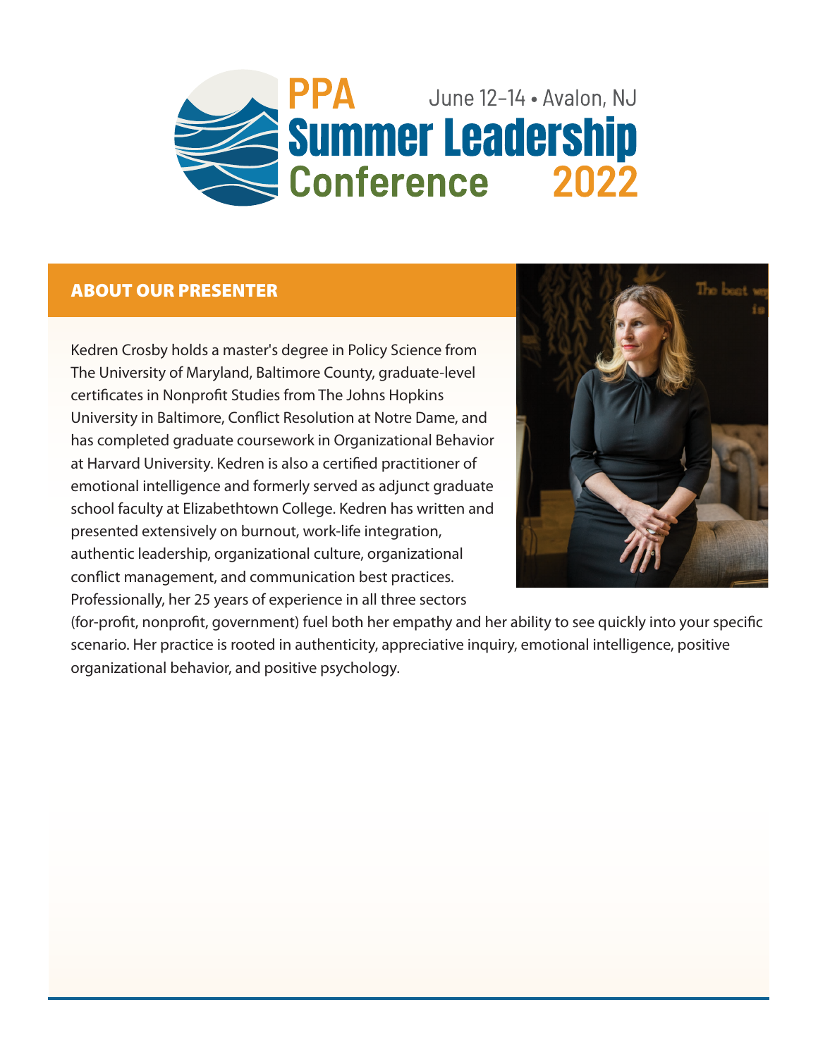# PPA Summer Leadership Conference 2022

June 12–14 • Avalon, NJ

## ABOUT OUR PRESENTER

Kedren Crosby holds a master's degree in Policy Science from The University of Maryland, Baltimore County, graduate-level certificates in Nonprofit Studies from The Johns Hopkins University in Baltimore, Conflict Resolution at Notre Dame, and has completed graduate coursework in Organizational Behavior at Harvard University. Kedren is also a certified practitioner of emotional intelligence and formerly served as adjunct graduate school faculty at Elizabethtown College. Kedren has written and presented extensively on burnout, work-life integration, authentic leadership, organizational culture, organizational conflict management, and communication best practices. Professionally, her 25 years of experience in all three sectors (for-profit, nonprofit, government) fuel both her empathy and her ability to see quickly into your specific scenario. Her practice is rooted in authenticity, appreciative inquiry, emotional intelligence, positive organizational behavior, and positive psychology.